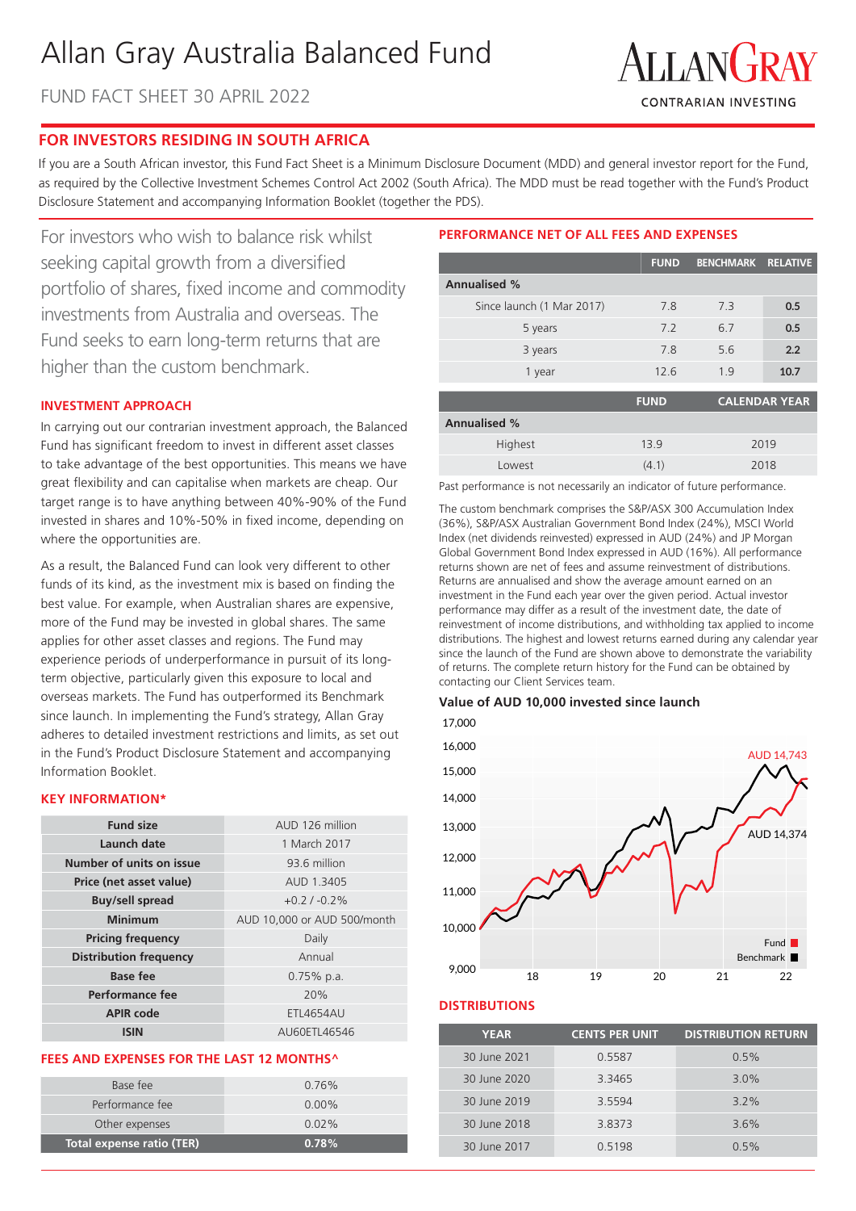# Allan Gray Australia Balanced Fund

FUND FACT SHEET 30 APRIL 2022

ALLANGRAY
CONTRARIAN INVESTING

## FOR INVESTORS RESIDING IN SOUTH AFRICA

If you are a South African investor, this Fund Fact Sheet is a Minimum Disclosure Document (MDD) and general investor report for the Fund, as required by the Collective Investment Schemes Control Act 2002 (South Africa). The MDD must be read together with the Fund's Product Disclosure Statement and accompanying Information Booklet (together the PDS).

For investors who wish to balance risk whilst seeking capital growth from a diversified portfolio of shares, fixed income and commodity investments from Australia and overseas. The Fund seeks to earn long-term returns that are higher than the custom benchmark.

### INVESTMENT APPROACH

In carrying out our contrarian investment approach, the Balanced Fund has significant freedom to invest in different asset classes to take advantage of the best opportunities. This means we have great flexibility and can capitalise when markets are cheap. Our target range is to have anything between 40%-90% of the Fund invested in shares and 10%-50% in fixed income, depending on where the opportunities are.

As a result, the Balanced Fund can look very different to other funds of its kind, as the investment mix is based on finding the best value. For example, when Australian shares are expensive, more of the Fund may be invested in global shares. The same applies for other asset classes and regions. The Fund may experience periods of underperformance in pursuit of its long-term objective, particularly given this exposure to local and overseas markets. The Fund has outperformed its Benchmark since launch. In implementing the Fund's strategy, Allan Gray adheres to detailed investment restrictions and limits, as set out in the Fund's Product Disclosure Statement and accompanying Information Booklet.

### KEY INFORMATION*

| | |
|---|---|
| **Fund size** | AUD 126 million |
| **Launch date** | 1 March 2017 |
| **Number of units on issue** | 93.6 million |
| **Price (net asset value)** | AUD 1.3405 |
| **Buy/sell spread** | +0.2 / -0.2% |
| **Minimum** | AUD 10,000 or AUD 500/month |
| **Pricing frequency** | Daily |
| **Distribution frequency** | Annual |
| **Base fee** | 0.75% p.a. |
| **Performance fee** | 20% |
| **APIR code** | ETL4654AU |
| **ISIN** | AU60ETL46546 |

### FEES AND EXPENSES FOR THE LAST 12 MONTHS^

| | |
|---|---|
| Base fee | 0.76% |
| Performance fee | 0.00% |
| Other expenses | 0.02% |
| **Total expense ratio (TER)** | **0.78%** |

### PERFORMANCE NET OF ALL FEES AND EXPENSES

| | FUND | BENCHMARK | RELATIVE |
|---|---|---|---|
| **Annualised %** | | | |
| Since launch (1 Mar 2017) | 7.8 | 7.3 | **0.5** |
| 5 years | 7.2 | 6.7 | **0.5** |
| 3 years | 7.8 | 5.6 | **2.2** |
| 1 year | 12.6 | 1.9 | **10.7** |

| | FUND | CALENDAR YEAR |
|---|---|---|
| **Annualised %** | | |
| Highest | 13.9 | 2019 |
| Lowest | (4.1) | 2018 |

Past performance is not necessarily an indicator of future performance.

The custom benchmark comprises the S&P/ASX 300 Accumulation Index (36%), S&P/ASX Australian Government Bond Index (24%), MSCI World Index (net dividends reinvested) expressed in AUD (24%) and JP Morgan Global Government Bond Index expressed in AUD (16%). All performance returns shown are net of fees and assume reinvestment of distributions. Returns are annualised and show the average amount earned on an investment in the Fund each year over the given period. Actual investor performance may differ as a result of the investment date, the date of reinvestment of income distributions, and withholding tax applied to income distributions. The highest and lowest returns earned during any calendar year since the launch of the Fund are shown above to demonstrate the variability of returns. The complete return history for the Fund can be obtained by contacting our Client Services team.

**Value of AUD 10,000 invested since launch**

Chart: Fund AUD 14,743; Benchmark AUD 14,374 (axis 9,000–17,000; years 18–22)

### DISTRIBUTIONS

| YEAR | CENTS PER UNIT | DISTRIBUTION RETURN |
|---|---|---|
| 30 June 2021 | 0.5587 | 0.5% |
| 30 June 2020 | 3.3465 | 3.0% |
| 30 June 2019 | 3.5594 | 3.2% |
| 30 June 2018 | 3.8373 | 3.6% |
| 30 June 2017 | 0.5198 | 0.5% |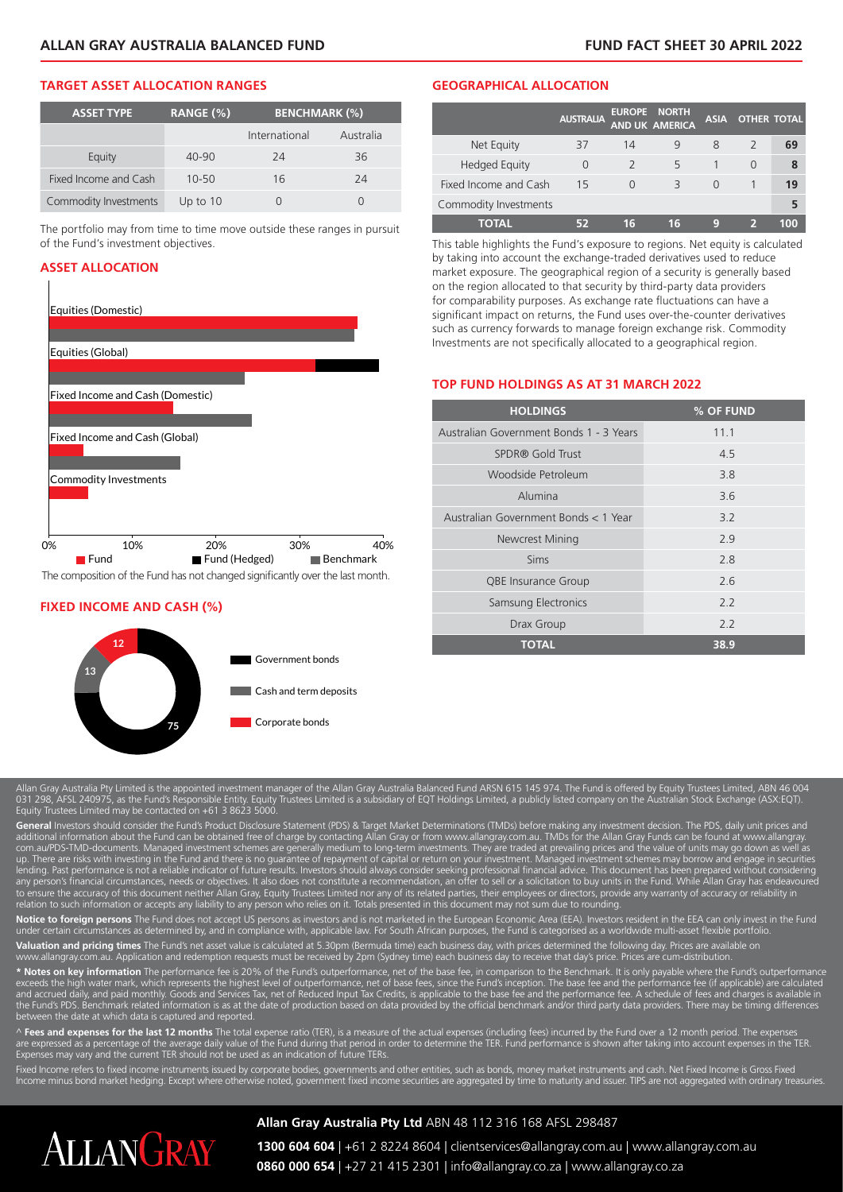## TARGET ASSET ALLOCATION RANGES

| ASSET TYPE | RANGE (%) | BENCHMARK (%) | |
|---|---|---|---|
| | | International | Australia |
| Equity | 40-90 | 24 | 36 |
| Fixed Income and Cash | 10-50 | 16 | 24 |
| Commodity Investments | Up to 10 | 0 | 0 |

The portfolio may from time to time move outside these ranges in pursuit of the Fund's investment objectives.

## ASSET ALLOCATION

Equities (Domestic)

Equities (Global)

Fixed Income and Cash (Domestic)

Fixed Income and Cash (Global)

Commodity Investments

0% 10% 20% 30% 40%

Fund | Fund (Hedged) | Benchmark

The composition of the Fund has not changed significantly over the last month.

## FIXED INCOME AND CASH (%)

12

13

75

Government bonds

Cash and term deposits

Corporate bonds

## GEOGRAPHICAL ALLOCATION

| | AUSTRALIA | EUROPE AND UK | NORTH AMERICA | ASIA | OTHER | TOTAL |
|---|---|---|---|---|---|---|
| Net Equity | 37 | 14 | 9 | 8 | 2 | **69** |
| Hedged Equity | 0 | 2 | 5 | 1 | 0 | **8** |
| Fixed Income and Cash | 15 | 0 | 3 | 0 | 1 | **19** |
| Commodity Investments | | | | | | **5** |
| **TOTAL** | **52** | **16** | **16** | **9** | **2** | **100** |

This table highlights the Fund's exposure to regions. Net equity is calculated by taking into account the exchange-traded derivatives used to reduce market exposure. The geographical region of a security is generally based on the region allocated to that security by third-party data providers for comparability purposes. As exchange rate fluctuations can have a significant impact on returns, the Fund uses over-the-counter derivatives such as currency forwards to manage foreign exchange risk. Commodity Investments are not specifically allocated to a geographical region.

## TOP FUND HOLDINGS AS AT 31 MARCH 2022

| HOLDINGS | % OF FUND |
|---|---|
| Australian Government Bonds 1 - 3 Years | 11.1 |
| SPDR® Gold Trust | 4.5 |
| Woodside Petroleum | 3.8 |
| Alumina | 3.6 |
| Australian Government Bonds < 1 Year | 3.2 |
| Newcrest Mining | 2.9 |
| Sims | 2.8 |
| QBE Insurance Group | 2.6 |
| Samsung Electronics | 2.2 |
| Drax Group | 2.2 |
| **TOTAL** | **38.9** |

Allan Gray Australia Pty Limited is the appointed investment manager of the Allan Gray Australia Balanced Fund ARSN 615 145 974. The Fund is offered by Equity Trustees Limited, ABN 46 004 031 298, AFSL 240975, as the Fund's Responsible Entity. Equity Trustees Limited is a subsidiary of EQT Holdings Limited, a publicly listed company on the Australian Stock Exchange (ASX:EQT). Equity Trustees Limited may be contacted on +61 3 8623 5000.

**General** Investors should consider the Fund's Product Disclosure Statement (PDS) & Target Market Determinations (TMDs) before making any investment decision. The PDS, daily unit prices and additional information about the Fund can be obtained free of charge by contacting Allan Gray or from www.allangray.com.au. TMDs for the Allan Gray Funds can be found at www.allangray.com.au/PDS-TMD-documents. Managed investment schemes are generally medium to long-term investments. They are traded at prevailing prices and the value of units may go down as well as up. There are risks with investing in the Fund and there is no guarantee of repayment of capital or return on your investment. Managed investment schemes may borrow and engage in securities lending. Past performance is not a reliable indicator of future results. Investors should always consider seeking professional financial advice. This document has been prepared without considering any person's financial circumstances, needs or objectives. It also does not constitute a recommendation, an offer to sell or a solicitation to buy units in the Fund. While Allan Gray has endeavoured to ensure the accuracy of this document neither Allan Gray, Equity Trustees Limited nor any of its related parties, their employees or directors, provide any warranty of accuracy or reliability in relation to such information or accepts any liability to any person who relies on it. Totals presented in this document may not sum due to rounding.

**Notice to foreign persons** The Fund does not accept US persons as investors and is not marketed in the European Economic Area (EEA). Investors resident in the EEA can only invest in the Fund under certain circumstances as determined by, and in compliance with, applicable law. For South African purposes, the Fund is categorised as a worldwide multi-asset flexible portfolio.

**Valuation and pricing times** The Fund's net asset value is calculated at 5.30pm (Bermuda time) each business day, with prices determined the following day. Prices are available on www.allangray.com.au. Application and redemption requests must be received by 2pm (Sydney time) each business day to receive that day's price. Prices are cum-distribution.

**\* Notes on key information** The performance fee is 20% of the Fund's outperformance, net of the base fee, in comparison to the Benchmark. It is only payable where the Fund's outperformance exceeds the high water mark, which represents the highest level of outperformance, net of base fees, since the Fund's inception. The base fee and the performance fee (if applicable) are calculated and accrued daily, and paid monthly. Goods and Services Tax, net of Reduced Input Tax Credits, is applicable to the base fee and the performance fee. A schedule of fees and charges is available in the Fund's PDS. Benchmark related information is as at the date of production based on data provided by the official benchmark and/or third party data providers. There may be timing differences between the date at which data is captured and reported.

**^ Fees and expenses for the last 12 months** The total expense ratio (TER), is a measure of the actual expenses (including fees) incurred by the Fund over a 12 month period. The expenses are expressed as a percentage of the average daily value of the Fund during that period in order to determine the TER. Fund performance is shown after taking into account expenses in the TER. Expenses may vary and the current TER should not be used as an indication of future TERs.

Fixed Income refers to fixed income instruments issued by corporate bodies, governments and other entities, such as bonds, money market instruments and cash. Net Fixed Income is Gross Fixed Income minus bond market hedging. Except where otherwise noted, government fixed income securities are aggregated by time to maturity and issuer. TIPS are not aggregated with ordinary treasuries.

ALLANGRAY

**Allan Gray Australia Pty Ltd** ABN 48 112 316 168 AFSL 298487

**1300 604 604** | +61 2 8224 8604 | clientservices@allangray.com.au | www.allangray.com.au

**0860 000 654** | +27 21 415 2301 | info@allangray.co.za | www.allangray.co.za